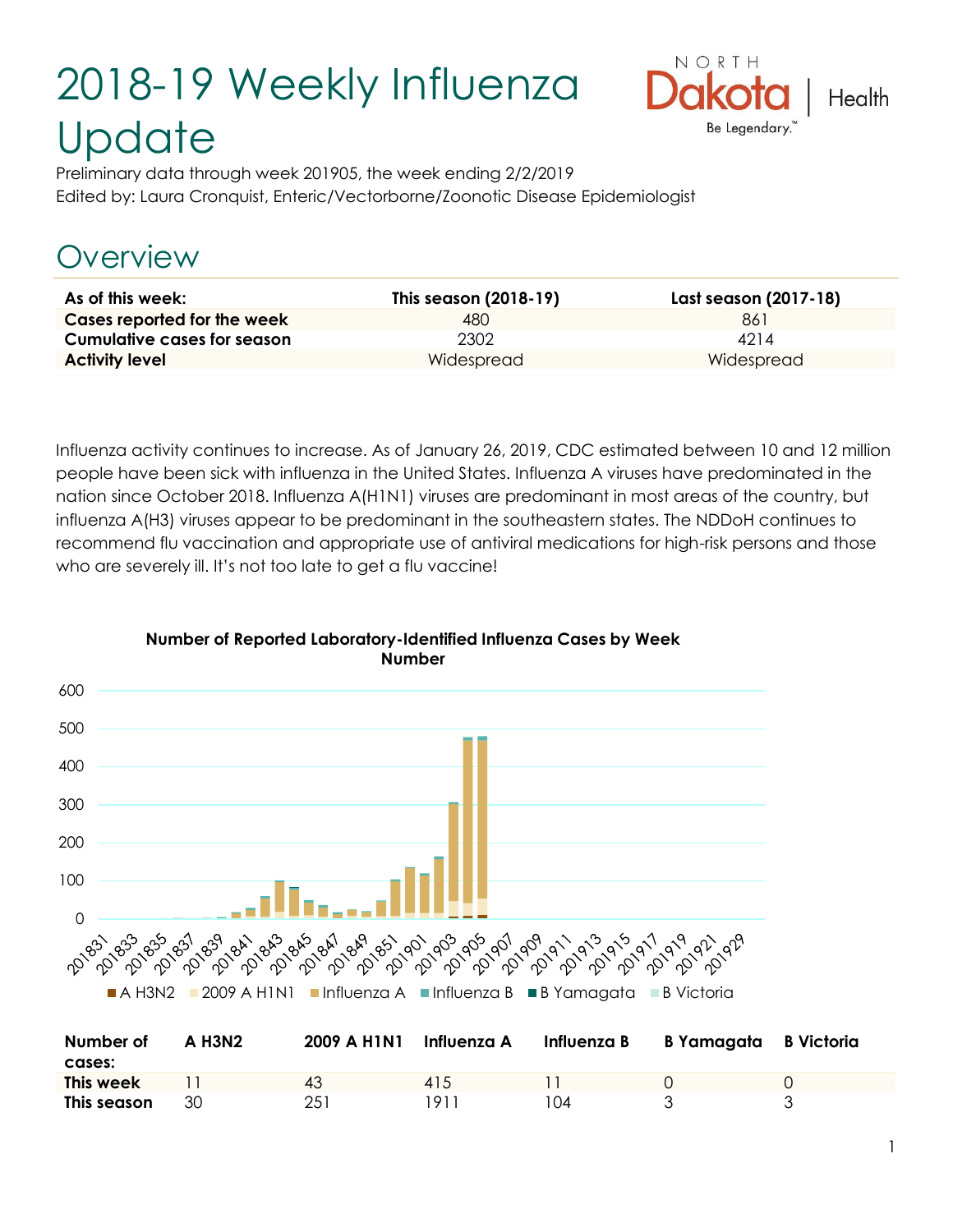# 2018-19 Weekly Influenza Update

Preliminary data through week 201905, the week ending 2/2/2019
Edited by: Laura Cronquist, Enteric/Vectorborne/Zoonotic Disease Epidemiologist

## Overview

| As of this week: | This season (2018-19) | Last season (2017-18) |
|---|---|---|
| **Cases reported for the week** | 480 | 861 |
| **Cumulative cases for season** | 2302 | 4214 |
| **Activity level** | Widespread | Widespread |

Influenza activity continues to increase. As of January 26, 2019, CDC estimated between 10 and 12 million people have been sick with influenza in the United States. Influenza A viruses have predominated in the nation since October 2018. Influenza A(H1N1) viruses are predominant in most areas of the country, but influenza A(H3) viruses appear to be predominant in the southeastern states. The NDDoH continues to recommend flu vaccination and appropriate use of antiviral medications for high-risk persons and those who are severely ill. It's not too late to get a flu vaccine!

**Number of Reported Laboratory-Identified Influenza Cases by Week Number**

| Number of cases: | A H3N2 | 2009 A H1N1 | Influenza A | Influenza B | B Yamagata | B Victoria |
|---|---|---|---|---|---|---|
| **This week** | 11 | 43 | 415 | 11 | 0 | 0 |
| **This season** | 30 | 251 | 1911 | 104 | 3 | 3 |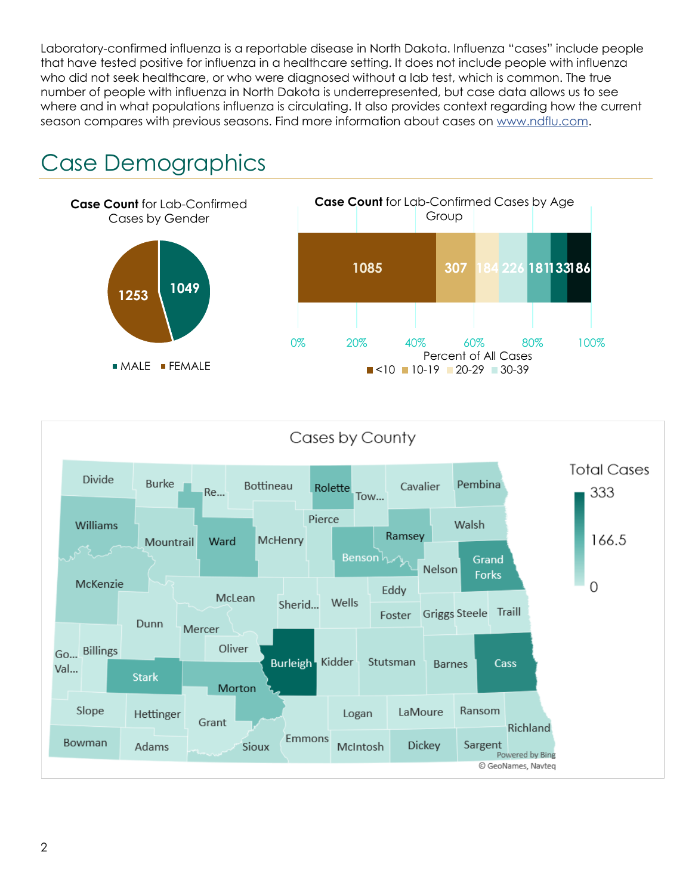Laboratory-confirmed influenza is a reportable disease in North Dakota. Influenza "cases" include people that have tested positive for influenza in a healthcare setting. It does not include people with influenza who did not seek healthcare, or who were diagnosed without a lab test, which is common. The true number of people with influenza in North Dakota is underrepresented, but case data allows us to see where and in what populations influenza is circulating. It also provides context regarding how the current season compares with previous seasons. Find more information about cases on [www.ndflu.com](http://www.ndflu.com).

# Case Demographics

**Case Count** for Lab-Confirmed Cases by Gender

| Gender | Case Count |
|---|---|
| MALE | 1049 |
| FEMALE | 1253 |

**Case Count** for Lab-Confirmed Cases by Age Group

| <10 | 10-19 | 20-29 | 30-39 | | | | |
|---|---|---|---|---|---|---|---|
| 1085 | 307 | 184 | 226 | 181 | 133 | 186 | |

Percent of All Cases: 0% 20% 40% 60% 80% 100%

Cases by County

Total Cases: 0 – 166.5 – 333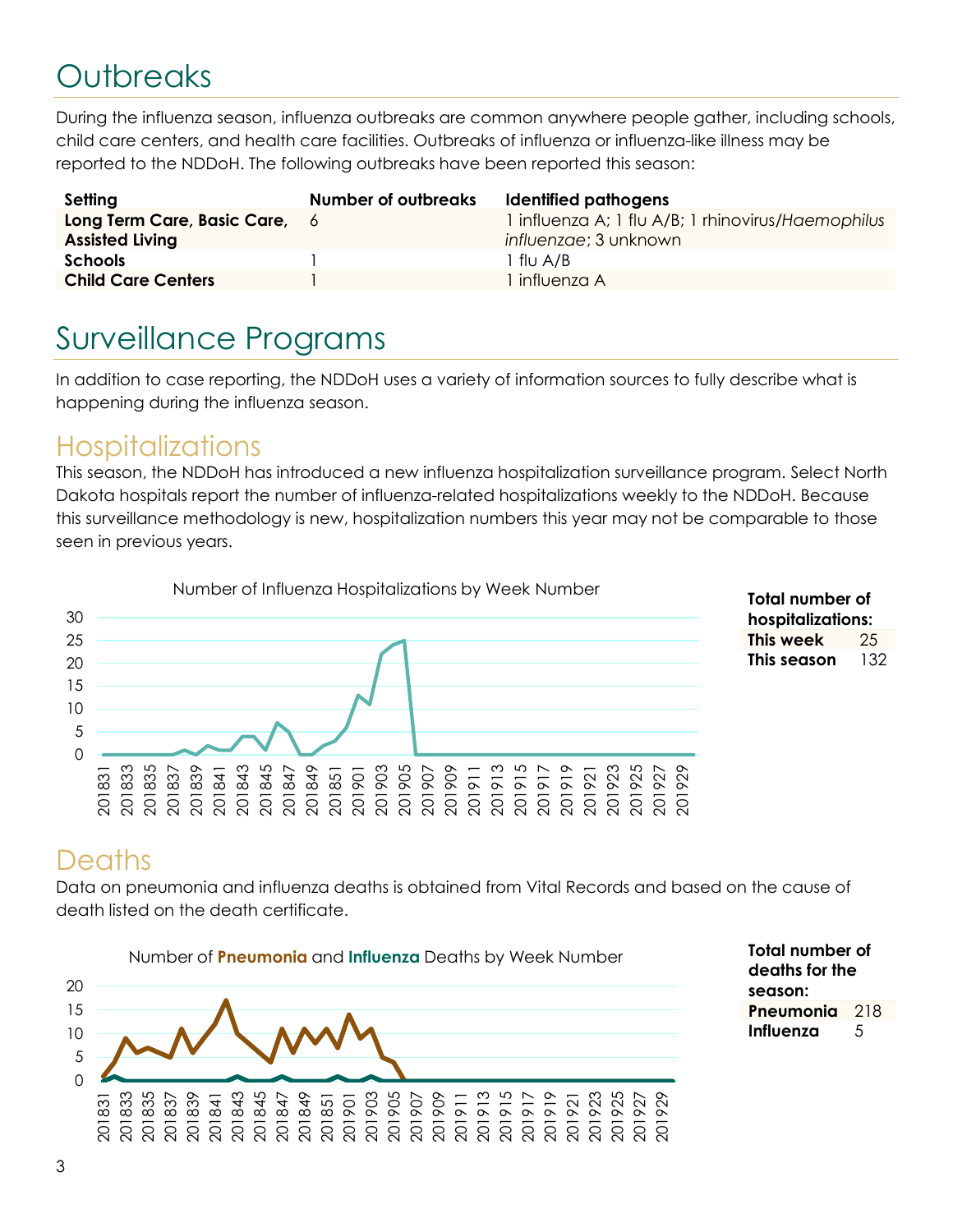# Outbreaks

During the influenza season, influenza outbreaks are common anywhere people gather, including schools, child care centers, and health care facilities. Outbreaks of influenza or influenza-like illness may be reported to the NDDoH. The following outbreaks have been reported this season:

| Setting | Number of outbreaks | Identified pathogens |
|---|---|---|
| **Long Term Care, Basic Care, Assisted Living** | 6 | 1 influenza A; 1 flu A/B; 1 rhinovirus/*Haemophilus influenzae*; 3 unknown |
| **Schools** | 1 | 1 flu A/B |
| **Child Care Centers** | 1 | 1 influenza A |

# Surveillance Programs

In addition to case reporting, the NDDoH uses a variety of information sources to fully describe what is happening during the influenza season.

## Hospitalizations

This season, the NDDoH has introduced a new influenza hospitalization surveillance program. Select North Dakota hospitals report the number of influenza-related hospitalizations weekly to the NDDoH. Because this surveillance methodology is new, hospitalization numbers this year may not be comparable to those seen in previous years.

Number of Influenza Hospitalizations by Week Number

**Total number of hospitalizations:**

| | |
|---|---|
| **This week** | 25 |
| **This season** | 132 |

## Deaths

Data on pneumonia and influenza deaths is obtained from Vital Records and based on the cause of death listed on the death certificate.

Number of **Pneumonia** and **Influenza** Deaths by Week Number

**Total number of deaths for the season:**

| | |
|---|---|
| **Pneumonia** | 218 |
| **Influenza** | 5 |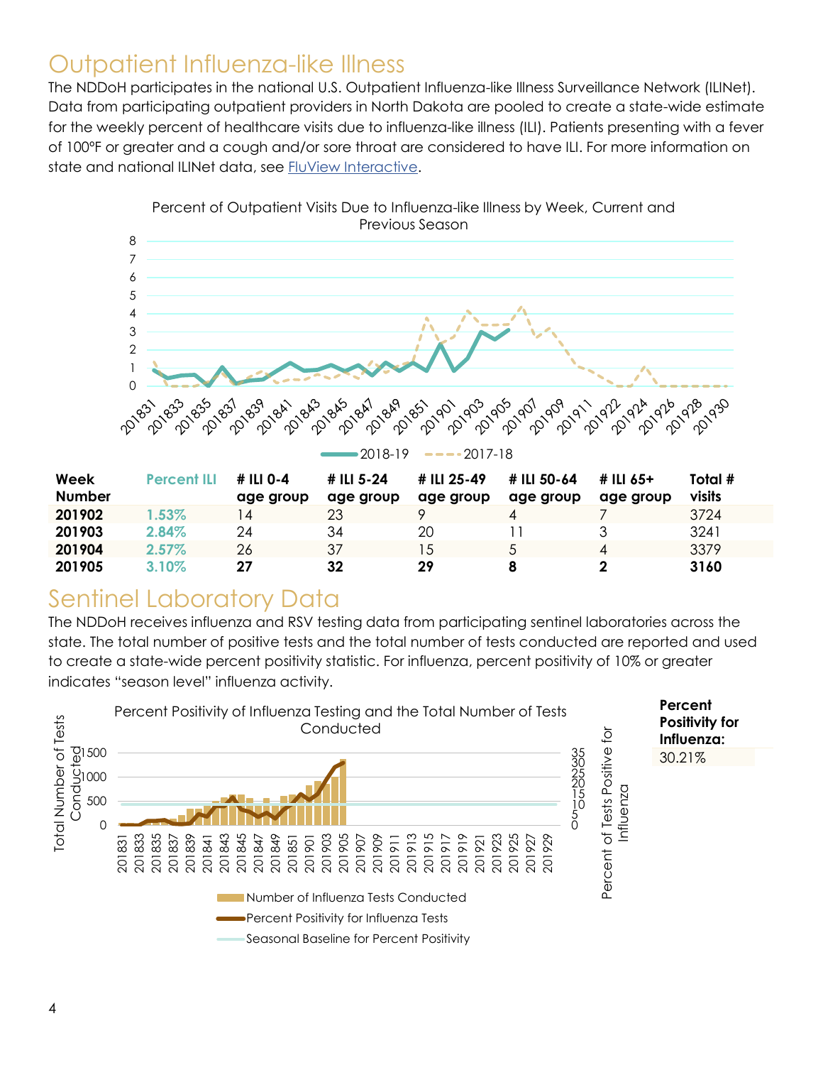## Outpatient Influenza-like Illness

The NDDoH participates in the national U.S. Outpatient Influenza-like Illness Surveillance Network (ILINet). Data from participating outpatient providers in North Dakota are pooled to create a state-wide estimate for the weekly percent of healthcare visits due to influenza-like illness (ILI). Patients presenting with a fever of 100°F or greater and a cough and/or sore throat are considered to have ILI. For more information on state and national ILINet data, see FluView Interactive.

Percent of Outpatient Visits Due to Influenza-like Illness by Week, Current and Previous Season

| Week Number | Percent ILI | # ILI 0-4 age group | # ILI 5-24 age group | # ILI 25-49 age group | # ILI 50-64 age group | # ILI 65+ age group | Total # visits |
|---|---|---|---|---|---|---|---|
| **201902** | 1.53% | 14 | 23 | 9 | 4 | 7 | 3724 |
| **201903** | 2.84% | 24 | 34 | 20 | 11 | 3 | 3241 |
| **201904** | 2.57% | 26 | 37 | 15 | 5 | 4 | 3379 |
| **201905** | 3.10% | **27** | **32** | **29** | **8** | **2** | **3160** |

## Sentinel Laboratory Data

The NDDoH receives influenza and RSV testing data from participating sentinel laboratories across the state. The total number of positive tests and the total number of tests conducted are reported and used to create a state-wide percent positivity statistic. For influenza, percent positivity of 10% or greater indicates "season level" influenza activity.

Percent Positivity of Influenza Testing and the Total Number of Tests Conducted

| **Percent Positivity for Influenza:** |
|---|
| 30.21% |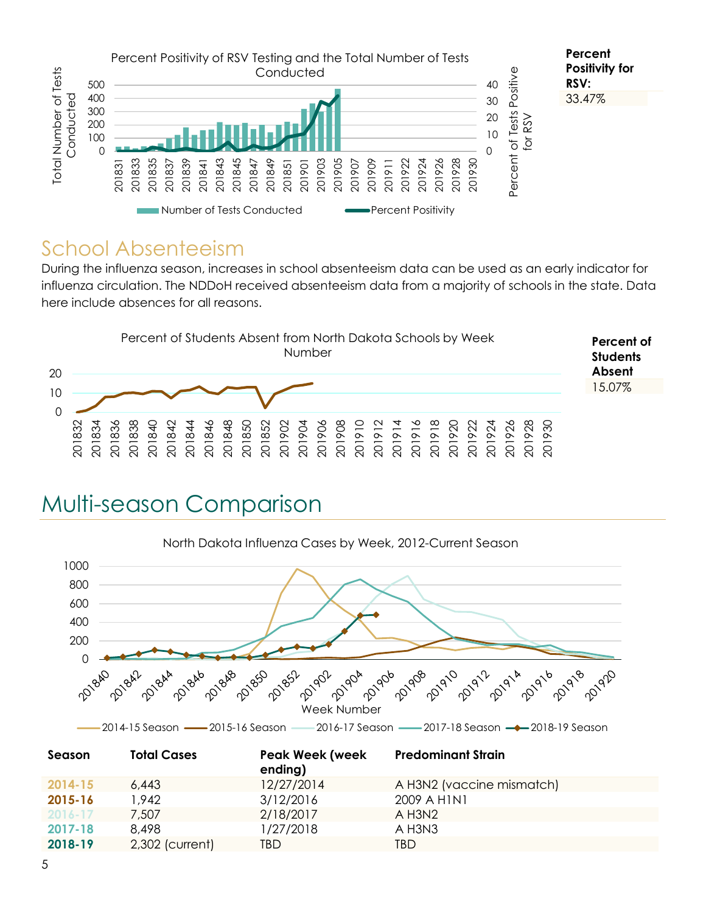Percent Positivity of RSV Testing and the Total Number of Tests Conducted

**Percent Positivity for RSV:**

33.47%

## School Absenteeism

During the influenza season, increases in school absenteeism data can be used as an early indicator for influenza circulation. The NDDoH received absenteeism data from a majority of schools in the state. Data here include absences for all reasons.

Percent of Students Absent from North Dakota Schools by Week Number

**Percent of Students Absent**

15.07%

# Multi-season Comparison

North Dakota Influenza Cases by Week, 2012-Current Season

| Season | Total Cases | Peak Week (week ending) | Predominant Strain |
|---|---|---|---|
| 2014-15 | 6,443 | 12/27/2014 | A H3N2 (vaccine mismatch) |
| 2015-16 | 1,942 | 3/12/2016 | 2009 A H1N1 |
| 2016-17 | 7,507 | 2/18/2017 | A H3N2 |
| 2017-18 | 8,498 | 1/27/2018 | A H3N3 |
| 2018-19 | 2,302 (current) | TBD | TBD |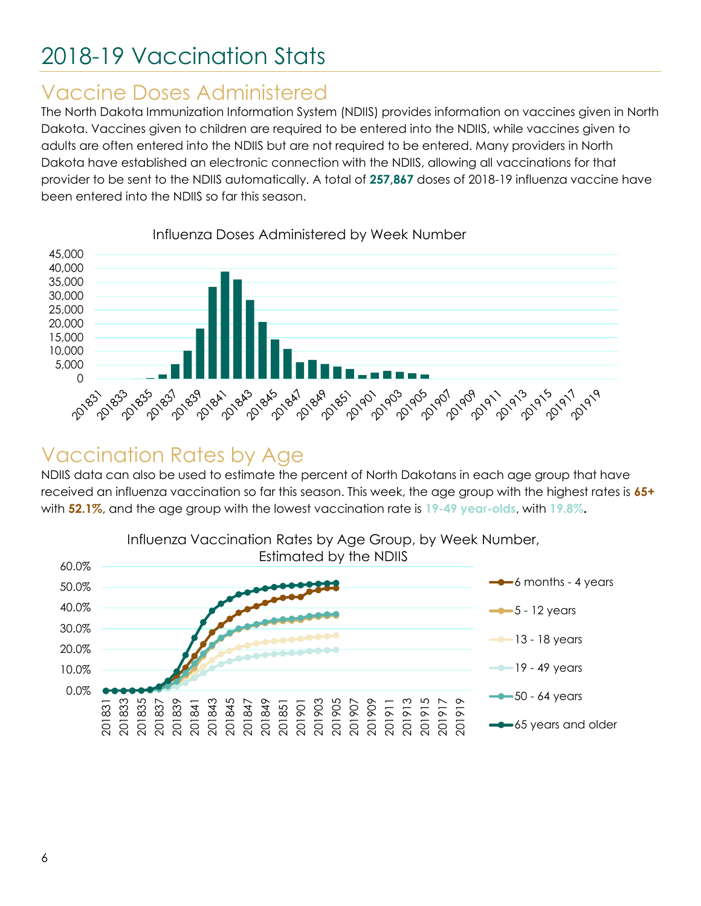# 2018-19 Vaccination Stats

## Vaccine Doses Administered

The North Dakota Immunization Information System (NDIIS) provides information on vaccines given in North Dakota. Vaccines given to children are required to be entered into the NDIIS, while vaccines given to adults are often entered into the NDIIS but are not required to be entered. Many providers in North Dakota have established an electronic connection with the NDIIS, allowing all vaccinations for that provider to be sent to the NDIIS automatically. A total of **257,867** doses of 2018-19 influenza vaccine have been entered into the NDIIS so far this season.

Influenza Doses Administered by Week Number

45,000
40,000
35,000
30,000
25,000
20,000
15,000
10,000
5,000
0

201831 201833 201835 201837 201839 201841 201843 201845 201847 201849 201851 201901 201903 201905 201907 201909 201911 201913 201915 201917 201919

## Vaccination Rates by Age

NDIIS data can also be used to estimate the percent of North Dakotans in each age group that have received an influenza vaccination so far this season. This week, the age group with the highest rates is **65+** with **52.1%**, and the age group with the lowest vaccination rate is **19-49 year-olds**, with **19.8%.**

Influenza Vaccination Rates by Age Group, by Week Number, Estimated by the NDIIS

60.0%
50.0%
40.0%
30.0%
20.0%
10.0%
0.0%

201831 201833 201835 201837 201839 201841 201843 201845 201847 201849 201851 201901 201903 201905 201907 201909 201911 201913 201915 201917 201919

6 months - 4 years
5 - 12 years
13 - 18 years
19 - 49 years
50 - 64 years
65 years and older